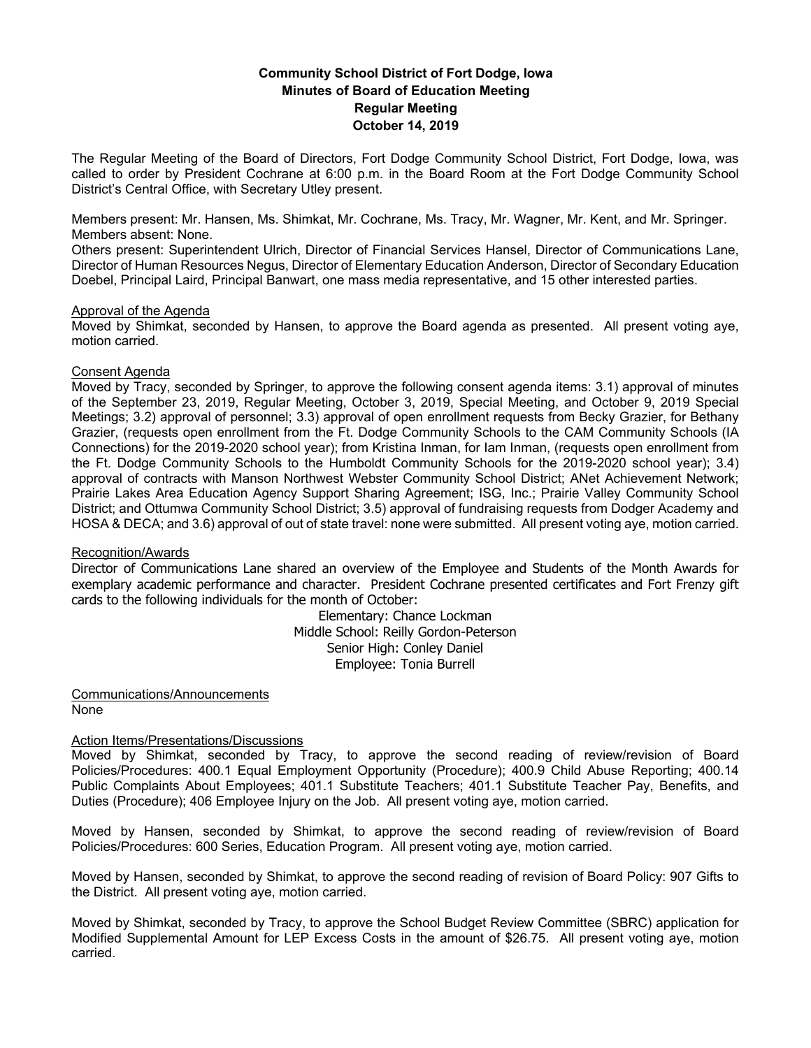**Community School District of Fort Dodge, Iowa**
**Minutes of Board of Education Meeting**
**Regular Meeting**
**October 14, 2019**

The Regular Meeting of the Board of Directors, Fort Dodge Community School District, Fort Dodge, Iowa, was called to order by President Cochrane at 6:00 p.m. in the Board Room at the Fort Dodge Community School District's Central Office, with Secretary Utley present.

Members present: Mr. Hansen, Ms. Shimkat, Mr. Cochrane, Ms. Tracy, Mr. Wagner, Mr. Kent, and Mr. Springer.
Members absent: None.
Others present: Superintendent Ulrich, Director of Financial Services Hansel, Director of Communications Lane, Director of Human Resources Negus, Director of Elementary Education Anderson, Director of Secondary Education Doebel, Principal Laird, Principal Banwart, one mass media representative, and 15 other interested parties.

Approval of the Agenda
Moved by Shimkat, seconded by Hansen, to approve the Board agenda as presented. All present voting aye, motion carried.

Consent Agenda
Moved by Tracy, seconded by Springer, to approve the following consent agenda items: 3.1) approval of minutes of the September 23, 2019, Regular Meeting, October 3, 2019, Special Meeting, and October 9, 2019 Special Meetings; 3.2) approval of personnel; 3.3) approval of open enrollment requests from Becky Grazier, for Bethany Grazier, (requests open enrollment from the Ft. Dodge Community Schools to the CAM Community Schools (IA Connections) for the 2019-2020 school year); from Kristina Inman, for Iam Inman, (requests open enrollment from the Ft. Dodge Community Schools to the Humboldt Community Schools for the 2019-2020 school year); 3.4) approval of contracts with Manson Northwest Webster Community School District; ANet Achievement Network; Prairie Lakes Area Education Agency Support Sharing Agreement; ISG, Inc.; Prairie Valley Community School District; and Ottumwa Community School District; 3.5) approval of fundraising requests from Dodger Academy and HOSA & DECA; and 3.6) approval of out of state travel: none were submitted. All present voting aye, motion carried.

Recognition/Awards
Director of Communications Lane shared an overview of the Employee and Students of the Month Awards for exemplary academic performance and character. President Cochrane presented certificates and Fort Frenzy gift cards to the following individuals for the month of October:

Elementary: Chance Lockman
Middle School: Reilly Gordon-Peterson
Senior High: Conley Daniel
Employee: Tonia Burrell

Communications/Announcements
None

Action Items/Presentations/Discussions
Moved by Shimkat, seconded by Tracy, to approve the second reading of review/revision of Board Policies/Procedures: 400.1 Equal Employment Opportunity (Procedure); 400.9 Child Abuse Reporting; 400.14 Public Complaints About Employees; 401.1 Substitute Teachers; 401.1 Substitute Teacher Pay, Benefits, and Duties (Procedure); 406 Employee Injury on the Job. All present voting aye, motion carried.

Moved by Hansen, seconded by Shimkat, to approve the second reading of review/revision of Board Policies/Procedures: 600 Series, Education Program. All present voting aye, motion carried.

Moved by Hansen, seconded by Shimkat, to approve the second reading of revision of Board Policy: 907 Gifts to the District. All present voting aye, motion carried.

Moved by Shimkat, seconded by Tracy, to approve the School Budget Review Committee (SBRC) application for Modified Supplemental Amount for LEP Excess Costs in the amount of $26.75. All present voting aye, motion carried.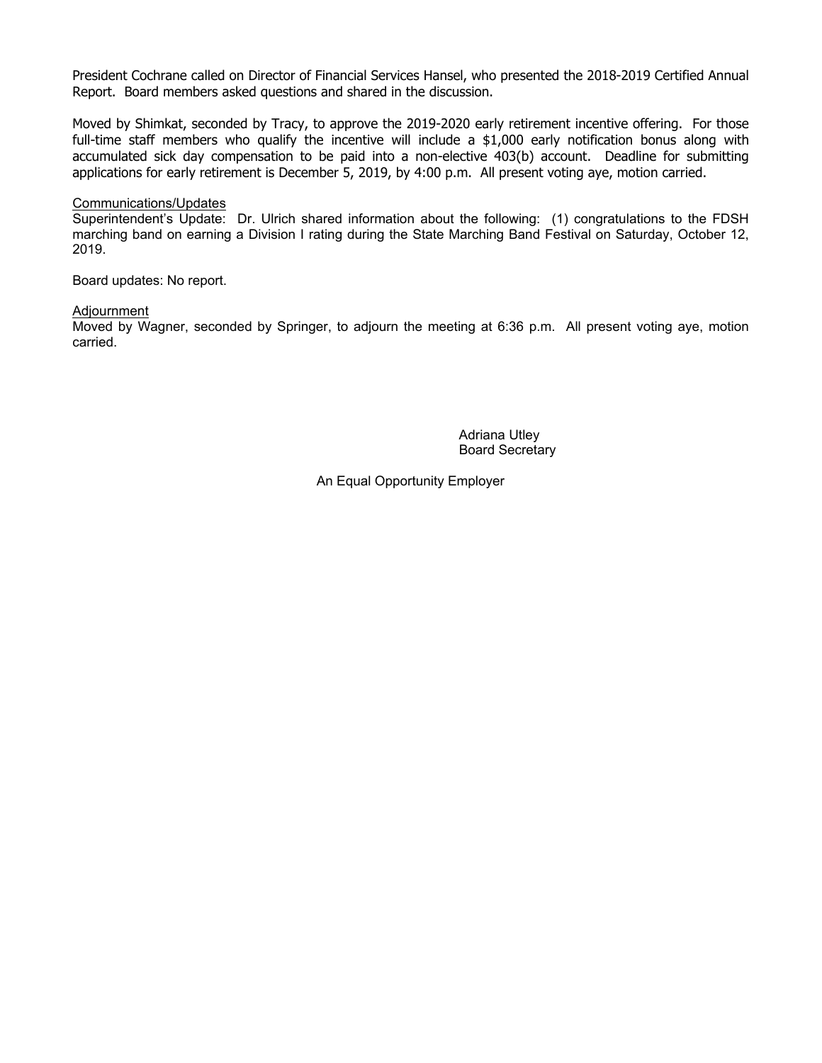President Cochrane called on Director of Financial Services Hansel, who presented the 2018-2019 Certified Annual Report. Board members asked questions and shared in the discussion.

Moved by Shimkat, seconded by Tracy, to approve the 2019-2020 early retirement incentive offering. For those full-time staff members who qualify the incentive will include a $1,000 early notification bonus along with accumulated sick day compensation to be paid into a non-elective 403(b) account. Deadline for submitting applications for early retirement is December 5, 2019, by 4:00 p.m. All present voting aye, motion carried.

Communications/Updates

Superintendent's Update: Dr. Ulrich shared information about the following: (1) congratulations to the FDSH marching band on earning a Division I rating during the State Marching Band Festival on Saturday, October 12, 2019.

Board updates: No report.

Adjournment

Moved by Wagner, seconded by Springer, to adjourn the meeting at 6:36 p.m. All present voting aye, motion carried.

Adriana Utley
Board Secretary

An Equal Opportunity Employer